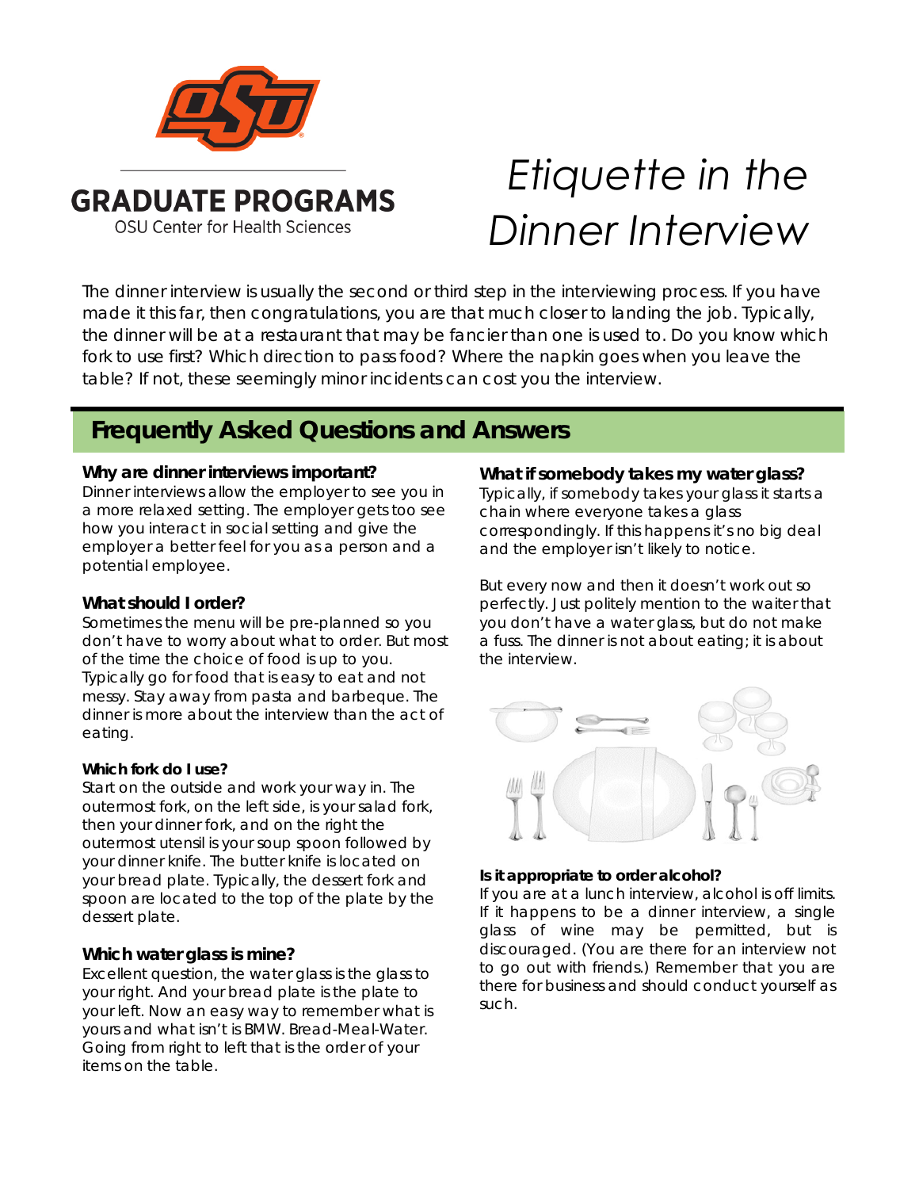GRADUATE PROGRAMS

OSU Center for Health Sciences

# *Etiquette in the Dinner Interview*

The dinner interview is usually the second or third step in the interviewing process. If you have made it this far, then congratulations, you are that much closer to landing the job. Typically, the dinner will be at a restaurant that may be fancier than one is used to. Do you know which fork to use first? Which direction to pass food? Where the napkin goes when you leave the table? If not, these seemingly minor incidents can cost you the interview.

## Frequently Asked Questions and Answers

### Why are dinner interviews important?

Dinner interviews allow the employer to see you in a more relaxed setting. The employer gets too see how you interact in social setting and give the employer a better feel for you as a person and a potential employee.

### What should I order?

Sometimes the menu will be pre-planned so you don't have to worry about what to order. But most of the time the choice of food is up to you. Typically go for food that is easy to eat and not messy. Stay away from pasta and barbeque. The dinner is more about the interview than the act of eating.

### Which fork do I use?

Start on the outside and work your way in. The outermost fork, on the left side, is your salad fork, then your dinner fork, and on the right the outermost utensil is your soup spoon followed by your dinner knife. The butter knife is located on your bread plate. Typically, the dessert fork and spoon are located to the top of the plate by the dessert plate.

### Which water glass is mine?

Excellent question, the water glass is the glass to your right. And your bread plate is the plate to your left. Now an easy way to remember what is yours and what isn't is BMW. Bread-Meal-Water. Going from right to left that is the order of your items on the table.

### What if somebody takes my water glass?

Typically, if somebody takes your glass it starts a chain where everyone takes a glass correspondingly. If this happens it's no big deal and the employer isn't likely to notice.

But every now and then it doesn't work out so perfectly. Just politely mention to the waiter that you don't have a water glass, but do not make a fuss. The dinner is not about eating; it is about the interview.

### Is it appropriate to order alcohol?

If you are at a lunch interview, alcohol is off limits. If it happens to be a dinner interview, a single glass of wine may be permitted, but is discouraged. (You are there for an interview not to go out with friends.) Remember that you are there for business and should conduct yourself as such.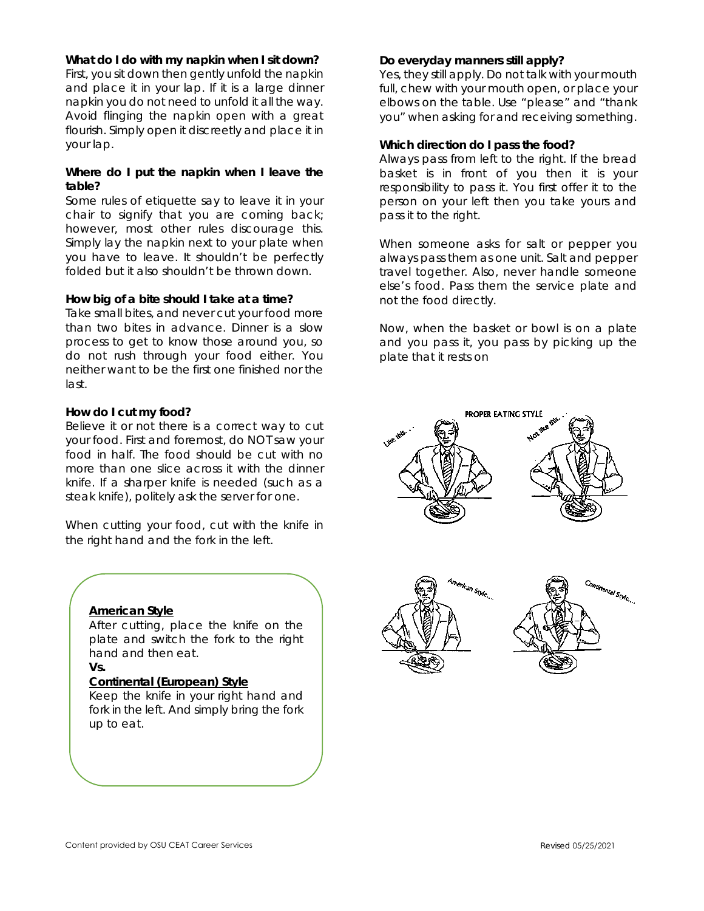**What do I do with my napkin when I sit down?**
First, you sit down then gently unfold the napkin and place it in your lap. If it is a large dinner napkin you do not need to unfold it all the way. Avoid flinging the napkin open with a great flourish. Simply open it discreetly and place it in your lap.

**Where do I put the napkin when I leave the table?**
Some rules of etiquette say to leave it in your chair to signify that you are coming back; however, most other rules discourage this. Simply lay the napkin next to your plate when you have to leave. It shouldn't be perfectly folded but it also shouldn't be thrown down.

**How big of a bite should I take at a time?**
Take small bites, and never cut your food more than two bites in advance. Dinner is a slow process to get to know those around you, so do not rush through your food either. You neither want to be the first one finished nor the last.

**How do I cut my food?**
Believe it or not there is a correct way to cut your food. First and foremost, do NOT saw your food in half. The food should be cut with no more than one slice across it with the dinner knife. If a sharper knife is needed (such as a steak knife), politely ask the server for one.

When cutting your food, cut with the knife in the right hand and the fork in the left.

**American Style**
After cutting, place the knife on the plate and switch the fork to the right hand and then eat.
**Vs.**
**Continental (European) Style**
Keep the knife in your right hand and fork in the left. And simply bring the fork up to eat.

**Do everyday manners still apply?**
Yes, they still apply. Do not talk with your mouth full, chew with your mouth open, or place your elbows on the table. Use "please" and "thank you" when asking for and receiving something.

**Which direction do I pass the food?**
Always pass from left to the right. If the bread basket is in front of you then it is your responsibility to pass it. You first offer it to the person on your left then you take yours and pass it to the right.

When someone asks for salt or pepper you always pass them as one unit. Salt and pepper travel together. Also, never handle someone else's food. Pass them the service plate and not the food directly.

Now, when the basket or bowl is on a plate and you pass it, you pass by picking up the plate that it rests on

PROPER EATING STYLE

Like this. . .

Not like this. . .

American Style...

Continental Style...

Content provided by OSU CEAT Career Services

Revised 05/25/2021